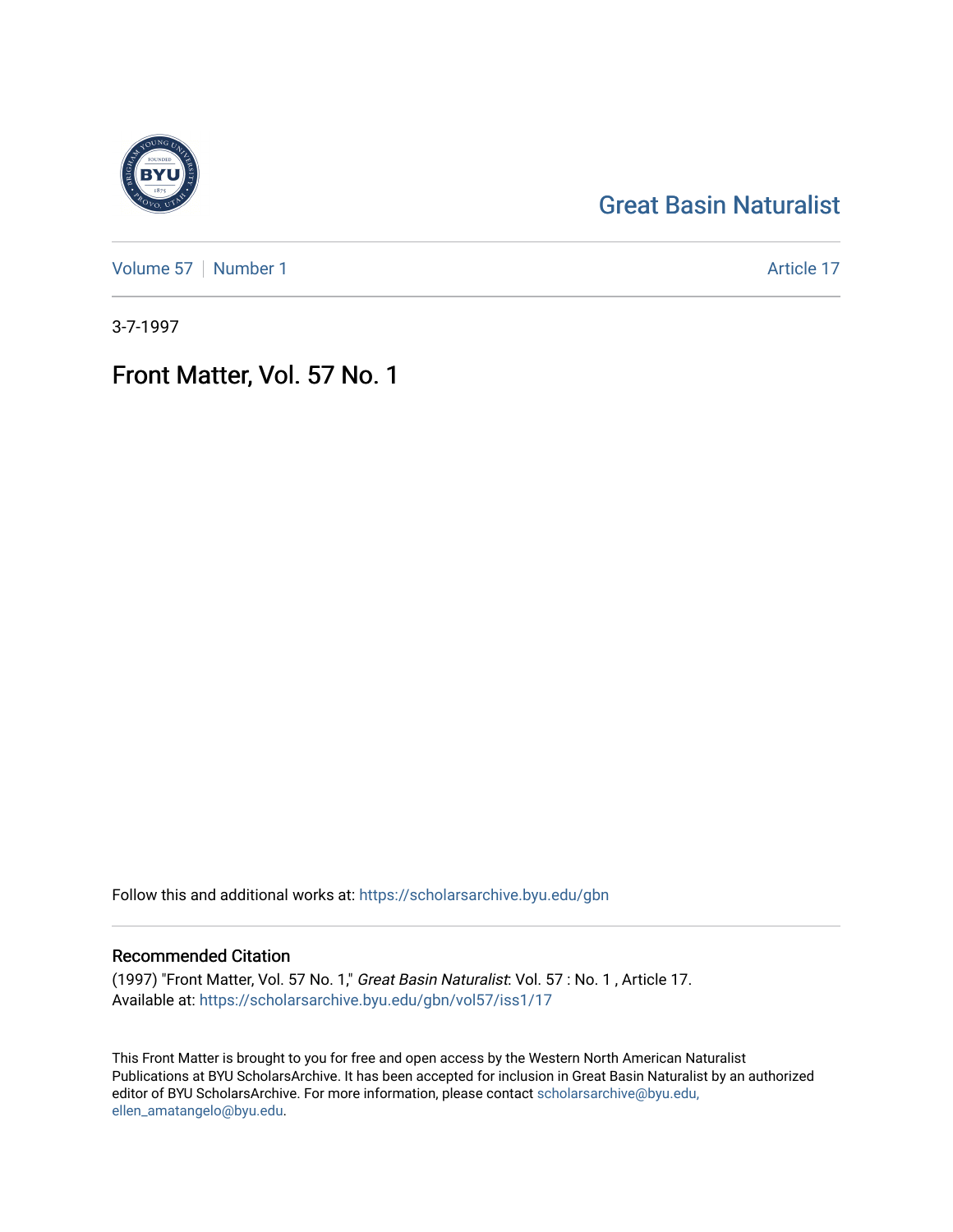Great Basin Naturalist

Volume 57 | Number 1 Article 17

3-7-1997

# Front Matter, Vol. 57 No. 1

Follow this and additional works at: https://scholarsarchive.byu.edu/gbn

## Recommended Citation

(1997) "Front Matter, Vol. 57 No. 1," *Great Basin Naturalist*: Vol. 57 : No. 1 , Article 17.
Available at: https://scholarsarchive.byu.edu/gbn/vol57/iss1/17

This Front Matter is brought to you for free and open access by the Western North American Naturalist Publications at BYU ScholarsArchive. It has been accepted for inclusion in Great Basin Naturalist by an authorized editor of BYU ScholarsArchive. For more information, please contact scholarsarchive@byu.edu, ellen_amatangelo@byu.edu.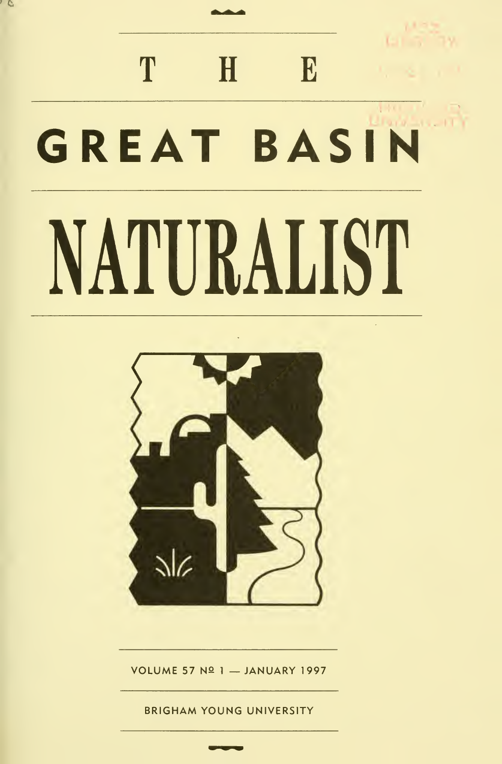# THE GREAT BASIN NATURALIST

VOLUME 57 Nº 1 — JANUARY 1997

BRIGHAM YOUNG UNIVERSITY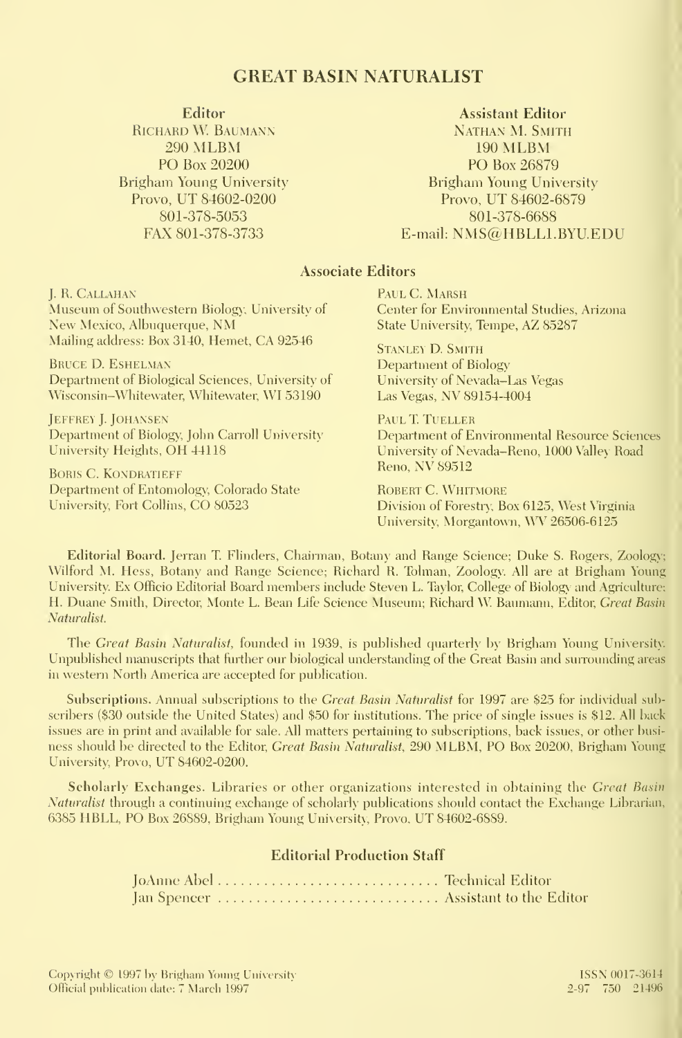# GREAT BASIN NATURALIST

**Editor**
RICHARD W. BAUMANN
290 MLBM
PO Box 20200
Brigham Young University
Provo, UT 84602-0200
801-378-5053
FAX 801-378-3733

**Assistant Editor**
NATHAN M. SMITH
190 MLBM
PO Box 26879
Brigham Young University
Provo, UT 84602-6879
801-378-6688
E-mail: NMS@HBLL1.BYU.EDU

## Associate Editors

J. R. CALLAHAN
Museum of Southwestern Biology, University of New Mexico, Albuquerque, NM
Mailing address: Box 3140, Hemet, CA 92546

BRUCE D. ESHELMAN
Department of Biological Sciences, University of Wisconsin–Whitewater, Whitewater, WI 53190

JEFFREY J. JOHANSEN
Department of Biology, John Carroll University
University Heights, OH 44118

BORIS C. KONDRATIEFF
Department of Entomology, Colorado State University, Fort Collins, CO 80523

PAUL C. MARSH
Center for Environmental Studies, Arizona State University, Tempe, AZ 85287

STANLEY D. SMITH
Department of Biology
University of Nevada–Las Vegas
Las Vegas, NV 89154-4004

PAUL T. TUELLER
Department of Environmental Resource Sciences
University of Nevada–Reno, 1000 Valley Road
Reno, NV 89512

ROBERT C. WHITMORE
Division of Forestry, Box 6125, West Virginia University, Morgantown, WV 26506-6125

**Editorial Board.** Jerran T. Flinders, Chairman, Botany and Range Science; Duke S. Rogers, Zoology; Wilford M. Hess, Botany and Range Science; Richard R. Tolman, Zoology. All are at Brigham Young University. Ex Officio Editorial Board members include Steven L. Taylor, College of Biology and Agriculture; H. Duane Smith, Director, Monte L. Bean Life Science Museum; Richard W. Baumann, Editor, *Great Basin Naturalist*.

The *Great Basin Naturalist*, founded in 1939, is published quarterly by Brigham Young University. Unpublished manuscripts that further our biological understanding of the Great Basin and surrounding areas in western North America are accepted for publication.

**Subscriptions.** Annual subscriptions to the *Great Basin Naturalist* for 1997 are $25 for individual subscribers ($30 outside the United States) and $50 for institutions. The price of single issues is $12. All back issues are in print and available for sale. All matters pertaining to subscriptions, back issues, or other business should be directed to the Editor, *Great Basin Naturalist*, 290 MLBM, PO Box 20200, Brigham Young University, Provo, UT 84602-0200.

**Scholarly Exchanges.** Libraries or other organizations interested in obtaining the *Great Basin Naturalist* through a continuing exchange of scholarly publications should contact the Exchange Librarian, 6385 HBLL, PO Box 26889, Brigham Young University, Provo, UT 84602-6889.

## Editorial Production Staff

JoAnne Abel . . . . . . . . . . . . . . . . . . . . . . . . . . . . Technical Editor
Jan Spencer . . . . . . . . . . . . . . . . . . . . . . . . . . . . Assistant to the Editor

Copyright © 1997 by Brigham Young University
Official publication date: 7 March 1997

ISSN 0017-3614
2-97 750 21496